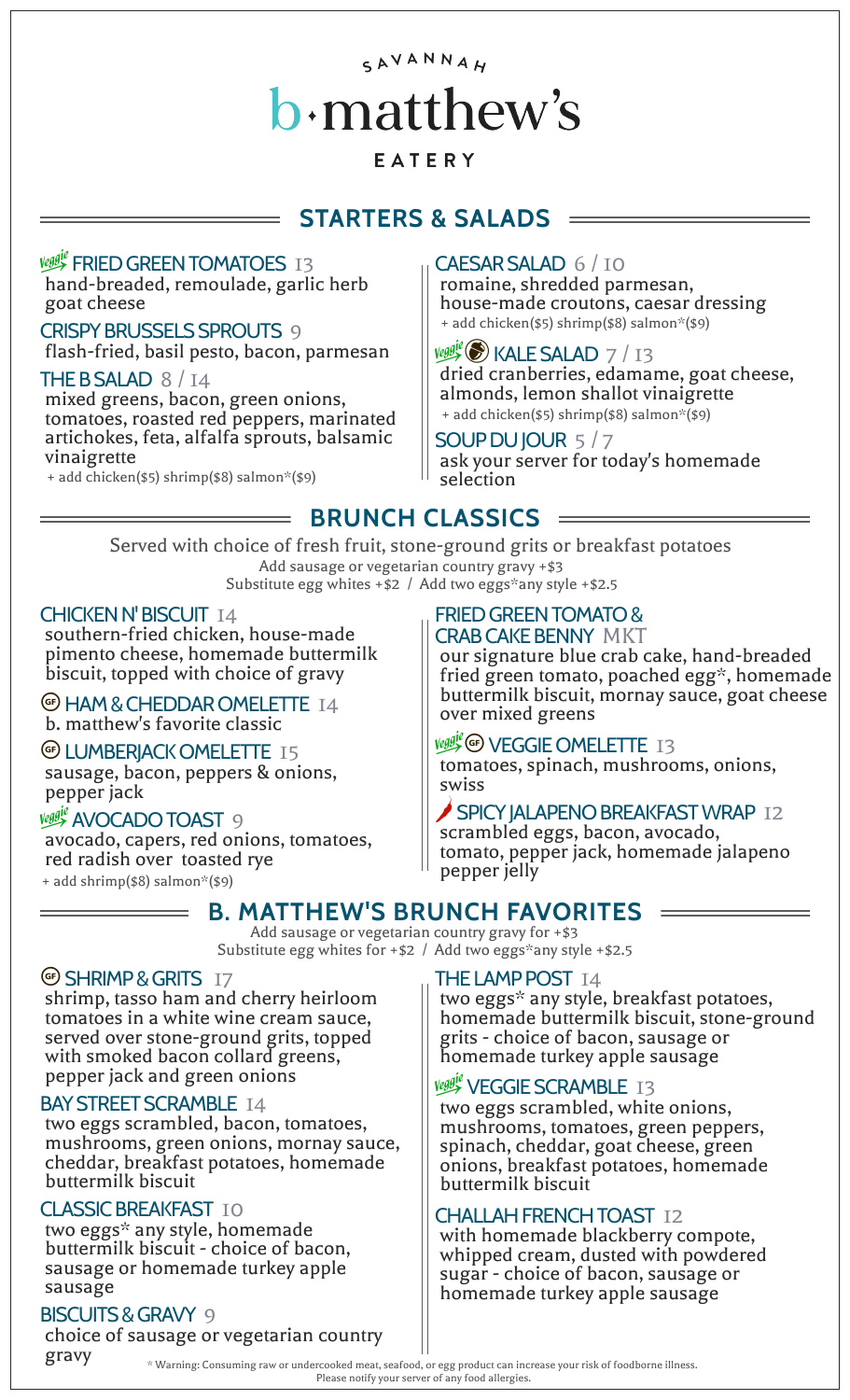SAVANNAH

# b·matthew's

EATERY

## STARTERS & SALADS

### Veggie FRIED GREEN TOMATOES 13
hand-breaded, remoulade, garlic herb goat cheese

### CRISPY BRUSSELS SPROUTS 9
flash-fried, basil pesto, bacon, parmesan

### THE B SALAD 8 / 14
mixed greens, bacon, green onions, tomatoes, roasted red peppers, marinated artichokes, feta, alfalfa sprouts, balsamic vinaigrette
+ add chicken($5) shrimp($8) salmon*($9)

### CAESAR SALAD 6 / 10
romaine, shredded parmesan, house-made croutons, caesar dressing
+ add chicken($5) shrimp($8) salmon*($9)

### Veggie KALE SALAD 7 / 13
dried cranberries, edamame, goat cheese, almonds, lemon shallot vinaigrette
+ add chicken($5) shrimp($8) salmon*($9)

### SOUP DU JOUR 5 / 7
ask your server for today's homemade selection

## BRUNCH CLASSICS

Served with choice of fresh fruit, stone-ground grits or breakfast potatoes
Add sausage or vegetarian country gravy +$3
Substitute egg whites +$2 / Add two eggs*any style +$2.5

### CHICKEN N' BISCUIT 14
southern-fried chicken, house-made pimento cheese, homemade buttermilk biscuit, topped with choice of gravy

### GF HAM & CHEDDAR OMELETTE 14
b. matthew's favorite classic

### GF LUMBERJACK OMELETTE 15
sausage, bacon, peppers & onions, pepper jack

### Veggie AVOCADO TOAST 9
avocado, capers, red onions, tomatoes, red radish over toasted rye
+ add shrimp($8) salmon*($9)

### FRIED GREEN TOMATO & CRAB CAKE BENNY MKT
our signature blue crab cake, hand-breaded fried green tomato, poached egg*, homemade buttermilk biscuit, mornay sauce, goat cheese over mixed greens

### Veggie GF VEGGIE OMELETTE 13
tomatoes, spinach, mushrooms, onions, swiss

### SPICY JALAPENO BREAKFAST WRAP 12
scrambled eggs, bacon, avocado, tomato, pepper jack, homemade jalapeno pepper jelly

## B. MATTHEW'S BRUNCH FAVORITES

Add sausage or vegetarian country gravy for +$3
Substitute egg whites for +$2 / Add two eggs*any style +$2.5

### GF SHRIMP & GRITS 17
shrimp, tasso ham and cherry heirloom tomatoes in a white wine cream sauce, served over stone-ground grits, topped with smoked bacon collard greens, pepper jack and green onions

### BAY STREET SCRAMBLE 14
two eggs scrambled, bacon, tomatoes, mushrooms, green onions, mornay sauce, cheddar, breakfast potatoes, homemade buttermilk biscuit

### CLASSIC BREAKFAST 10
two eggs* any style, homemade buttermilk biscuit - choice of bacon, sausage or homemade turkey apple sausage

### BISCUITS & GRAVY 9
choice of sausage or vegetarian country gravy

### THE LAMP POST 14
two eggs* any style, breakfast potatoes, homemade buttermilk biscuit, stone-ground grits - choice of bacon, sausage or homemade turkey apple sausage

### Veggie VEGGIE SCRAMBLE 13
two eggs scrambled, white onions, mushrooms, tomatoes, green peppers, spinach, cheddar, goat cheese, green onions, breakfast potatoes, homemade buttermilk biscuit

### CHALLAH FRENCH TOAST 12
with homemade blackberry compote, whipped cream, dusted with powdered sugar - choice of bacon, sausage or homemade turkey apple sausage

* Warning: Consuming raw or undercooked meat, seafood, or egg product can increase your risk of foodborne illness.
Please notify your server of any food allergies.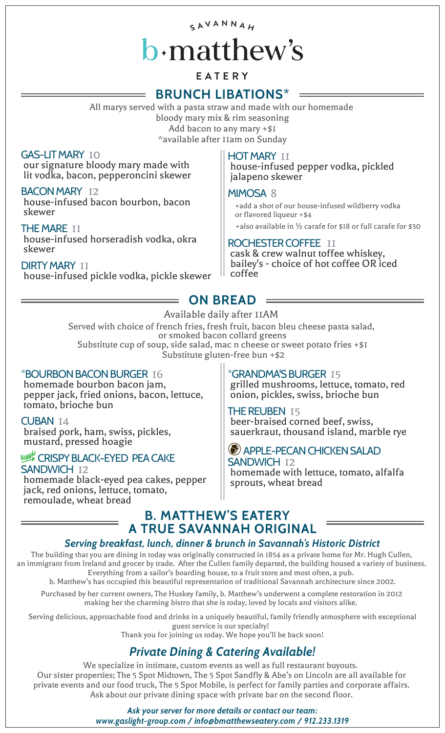SAVANNAH

# b·matthew's

EATERY

## BRUNCH LIBATIONS*

All marys served with a pasta straw and made with our homemade bloody mary mix & rim seasoning
Add bacon to any mary +$1
*available after 11am on Sunday

**GAS-LIT MARY** 10
our signature bloody mary made with lit vodka, bacon, pepperoncini skewer

**BACON MARY** 12
house-infused bacon bourbon, bacon skewer

**THE MARE** 11
house-infused horseradish vodka, okra skewer

**DIRTY MARY** 11
house-infused pickle vodka, pickle skewer

**HOT MARY** 11
house-infused pepper vodka, pickled jalapeno skewer

**MIMOSA** 8
+add a shot of our house-infused wildberry vodka or flavored liqueur +$4
+also available in ½ carafe for $18 or full carafe for $30

**ROCHESTER COFFEE** 11
cask & crew walnut toffee whiskey, bailey's - choice of hot coffee OR iced coffee

## ON BREAD

Available daily after 11AM
Served with choice of french fries, fresh fruit, bacon bleu cheese pasta salad, or smoked bacon collard greens
Substitute cup of soup, side salad, mac n cheese or sweet potato fries +$1
Substitute gluten-free bun +$2

***BOURBON BACON BURGER** 16
homemade bourbon bacon jam, pepper jack, fried onions, bacon, lettuce, tomato, brioche bun

**CUBAN** 14
braised pork, ham, swiss, pickles, mustard, pressed hoagie

Veggie **CRISPY BLACK-EYED PEA CAKE SANDWICH** 12
homemade black-eyed pea cakes, pepper jack, red onions, lettuce, tomato, remoulade, wheat bread

***GRANDMA'S BURGER** 15
grilled mushrooms, lettuce, tomato, red onion, pickles, swiss, brioche bun

**THE REUBEN** 15
beer-braised corned beef, swiss, sauerkraut, thousand island, marble rye

**APPLE-PECAN CHICKEN SALAD SANDWICH** 12
homemade with lettuce, tomato, alfalfa sprouts, wheat bread

## B. MATTHEW'S EATERY A TRUE SAVANNAH ORIGINAL

*Serving breakfast, lunch, dinner & brunch in Savannah's Historic District*

The building that you are dining in today was originally constructed in 1854 as a private home for Mr. Hugh Cullen, an immigrant from Ireland and grocer by trade. After the Cullen family departed, the building housed a variety of business. Everything from a sailor's boarding house, to a fruit store and most often, a pub.
b. Matthew's has occupied this beautiful representation of traditional Savannah architecture since 2002.

Purchased by her current owners, The Huskey family, b. Matthew's underwent a complete restoration in 2012 making her the charming bistro that she is today, loved by locals and visitors alike.

Serving delicious, approachable food and drinks in a uniquely beautiful, family friendly atmosphere with exceptional guest service is our specialty!
Thank you for joining us today. We hope you'll be back soon!

## Private Dining & Catering Available!

We specialize in intimate, custom events as well as full restaurant buyouts.
Our sister properties; The 5 Spot Midtown, The 5 Spot Sandfly & Abe's on Lincoln are all available for private events and our food truck, The 5 Spot Mobile, is perfect for family parties and corporate affairs.
Ask about our private dining space with private bar on the second floor.

*Ask your server for more details or contact our team:*
*www.gaslight-group.com / info@bmatthewseatery.com / 912.233.1319*